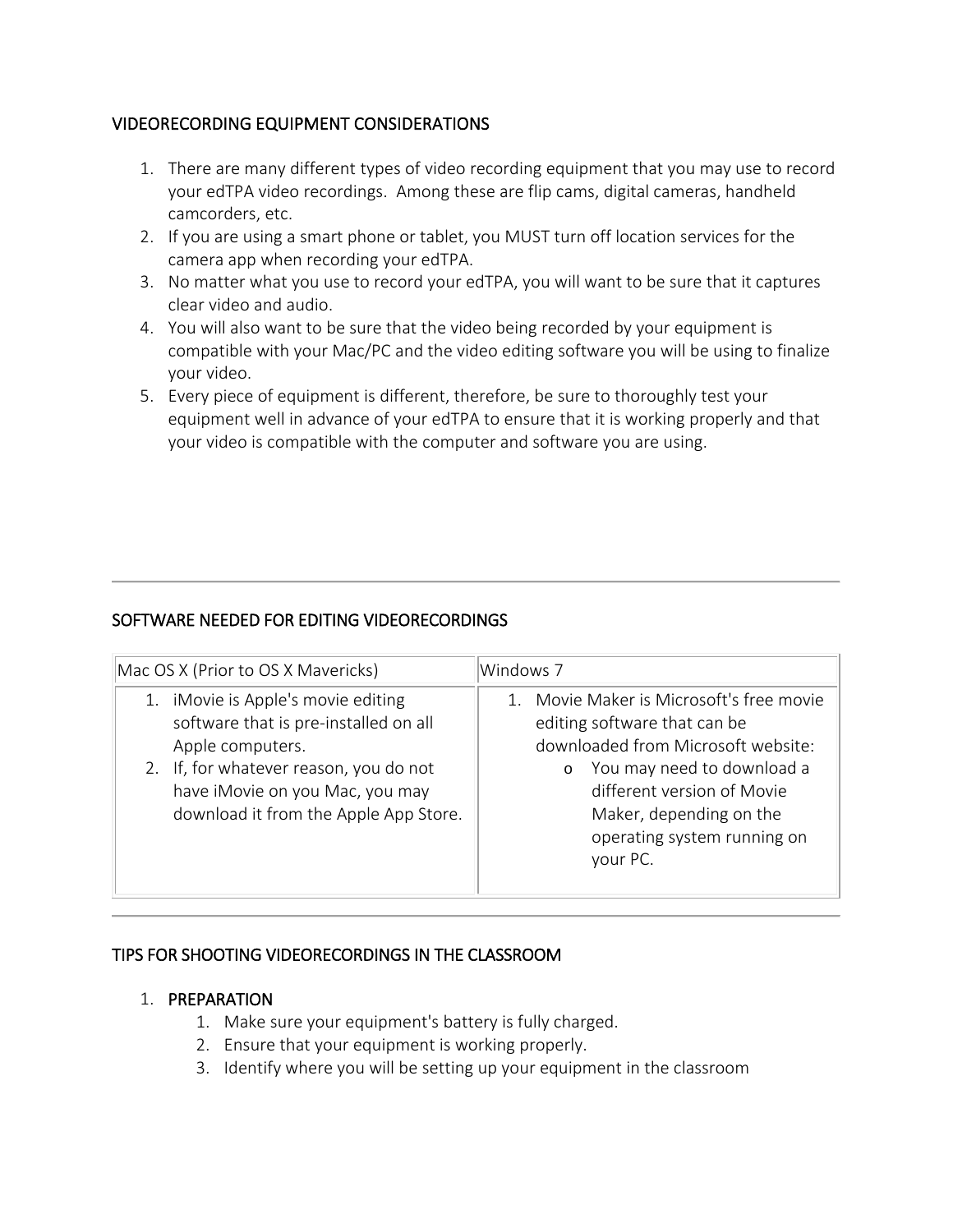## VIDEORECORDING EQUIPMENT CONSIDERATIONS

1. There are many different types of video recording equipment that you may use to record your edTPA video recordings. Among these are flip cams, digital cameras, handheld camcorders, etc.
2. If you are using a smart phone or tablet, you MUST turn off location services for the camera app when recording your edTPA.
3. No matter what you use to record your edTPA, you will want to be sure that it captures clear video and audio.
4. You will also want to be sure that the video being recorded by your equipment is compatible with your Mac/PC and the video editing software you will be using to finalize your video.
5. Every piece of equipment is different, therefore, be sure to thoroughly test your equipment well in advance of your edTPA to ensure that it is working properly and that your video is compatible with the computer and software you are using.

---

## SOFTWARE NEEDED FOR EDITING VIDEORECORDINGS

| Mac OS X (Prior to OS X Mavericks) | Windows 7 |
|---|---|
| 1. iMovie is Apple's movie editing software that is pre-installed on all Apple computers.<br>2. If, for whatever reason, you do not have iMovie on you Mac, you may download it from the Apple App Store. | 1. Movie Maker is Microsoft's free movie editing software that can be downloaded from Microsoft website:<br>o You may need to download a different version of Movie Maker, depending on the operating system running on your PC. |

---

## TIPS FOR SHOOTING VIDEORECORDINGS IN THE CLASSROOM

1. PREPARATION
    1. Make sure your equipment's battery is fully charged.
    2. Ensure that your equipment is working properly.
    3. Identify where you will be setting up your equipment in the classroom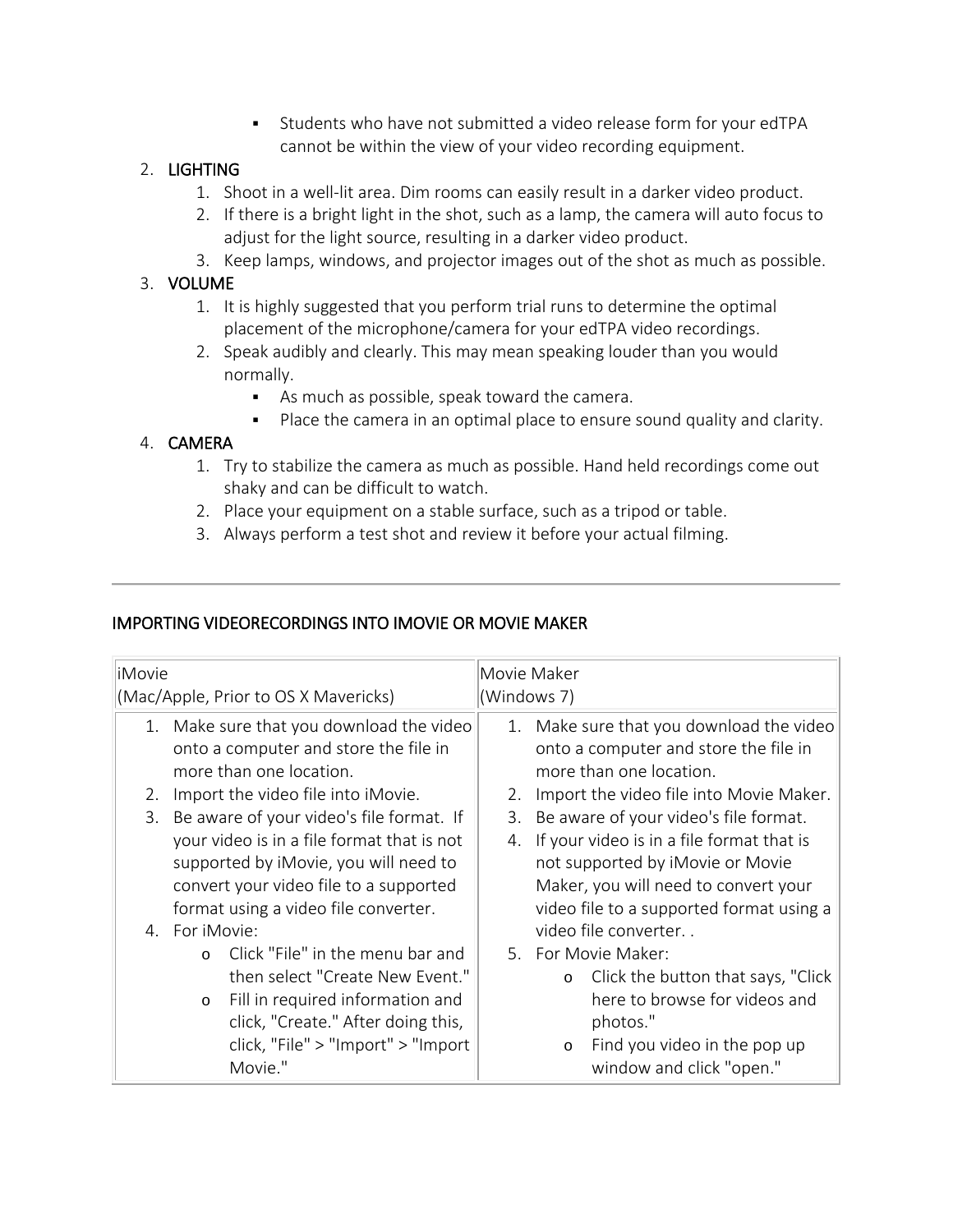- Students who have not submitted a video release form for your edTPA cannot be within the view of your video recording equipment.

2. **LIGHTING**
    1. Shoot in a well-lit area. Dim rooms can easily result in a darker video product.
    2. If there is a bright light in the shot, such as a lamp, the camera will auto focus to adjust for the light source, resulting in a darker video product.
    3. Keep lamps, windows, and projector images out of the shot as much as possible.
3. **VOLUME**
    1. It is highly suggested that you perform trial runs to determine the optimal placement of the microphone/camera for your edTPA video recordings.
    2. Speak audibly and clearly. This may mean speaking louder than you would normally.
        - As much as possible, speak toward the camera.
        - Place the camera in an optimal place to ensure sound quality and clarity.
4. **CAMERA**
    1. Try to stabilize the camera as much as possible. Hand held recordings come out shaky and can be difficult to watch.
    2. Place your equipment on a stable surface, such as a tripod or table.
    3. Always perform a test shot and review it before your actual filming.

---

## IMPORTING VIDEORECORDINGS INTO IMOVIE OR MOVIE MAKER

| iMovie (Mac/Apple, Prior to OS X Mavericks) | Movie Maker (Windows 7) |
|---|---|
| 1. Make sure that you download the video onto a computer and store the file in more than one location.<br>2. Import the video file into iMovie.<br>3. Be aware of your video's file format. If your video is in a file format that is not supported by iMovie, you will need to convert your video file to a supported format using a video file converter.<br>4. For iMovie:<br>o Click "File" in the menu bar and then select "Create New Event."<br>o Fill in required information and click, "Create." After doing this, click, "File" > "Import" > "Import Movie." | 1. Make sure that you download the video onto a computer and store the file in more than one location.<br>2. Import the video file into Movie Maker.<br>3. Be aware of your video's file format.<br>4. If your video is in a file format that is not supported by iMovie or Movie Maker, you will need to convert your video file to a supported format using a video file converter. .<br>5. For Movie Maker:<br>o Click the button that says, "Click here to browse for videos and photos."<br>o Find you video in the pop up window and click "open." |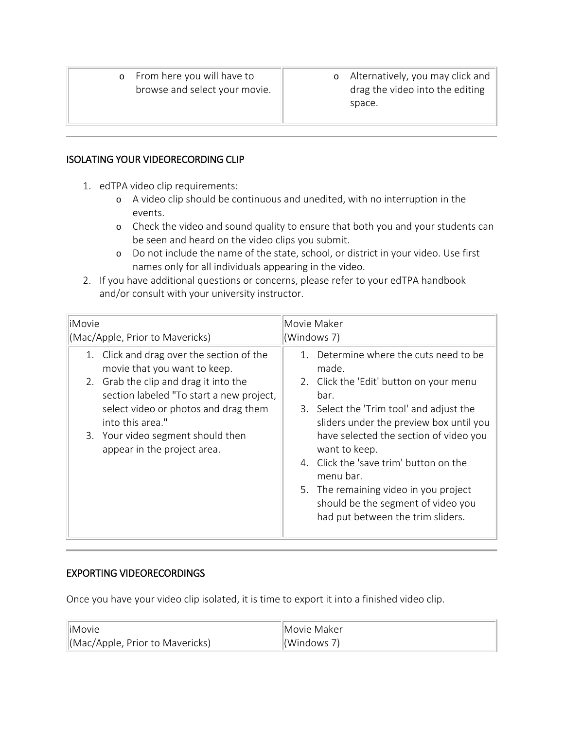| | |
|---|---|
| From here you will have to browse and select your movie. | Alternatively, you may click and drag the video into the editing space. |

---

## ISOLATING YOUR VIDEORECORDING CLIP

1. edTPA video clip requirements:
   - A video clip should be continuous and unedited, with no interruption in the events.
   - Check the video and sound quality to ensure that both you and your students can be seen and heard on the video clips you submit.
   - Do not include the name of the state, school, or district in your video. Use first names only for all individuals appearing in the video.
2. If you have additional questions or concerns, please refer to your edTPA handbook and/or consult with your university instructor.

| iMovie (Mac/Apple, Prior to Mavericks) | Movie Maker (Windows 7) |
|---|---|
| 1. Click and drag over the section of the movie that you want to keep.<br>2. Grab the clip and drag it into the section labeled "To start a new project, select video or photos and drag them into this area."<br>3. Your video segment should then appear in the project area. | 1. Determine where the cuts need to be made.<br>2. Click the 'Edit' button on your menu bar.<br>3. Select the 'Trim tool' and adjust the sliders under the preview box until you have selected the section of video you want to keep.<br>4. Click the 'save trim' button on the menu bar.<br>5. The remaining video in you project should be the segment of video you had put between the trim sliders. |

---

## EXPORTING VIDEORECORDINGS

Once you have your video clip isolated, it is time to export it into a finished video clip.

| iMovie (Mac/Apple, Prior to Mavericks) | Movie Maker (Windows 7) |
|---|---|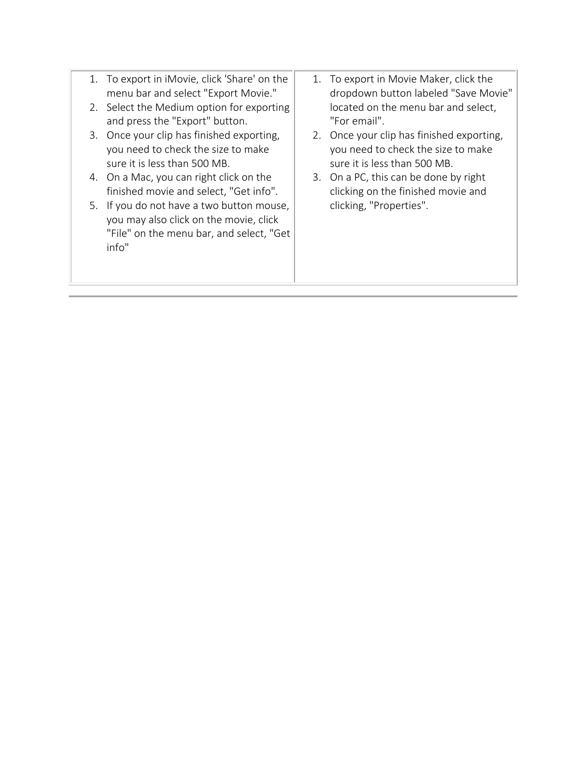| | |
|---|---|
| 1. To export in iMovie, click 'Share' on the menu bar and select "Export Movie."<br>2. Select the Medium option for exporting and press the "Export" button.<br>3. Once your clip has finished exporting, you need to check the size to make sure it is less than 500 MB.<br>4. On a Mac, you can right click on the finished movie and select, "Get info".<br>5. If you do not have a two button mouse, you may also click on the movie, click "File" on the menu bar, and select, "Get info" | 1. To export in Movie Maker, click the dropdown button labeled "Save Movie" located on the menu bar and select, "For email".<br>2. Once your clip has finished exporting, you need to check the size to make sure it is less than 500 MB.<br>3. On a PC, this can be done by right clicking on the finished movie and clicking, "Properties". |